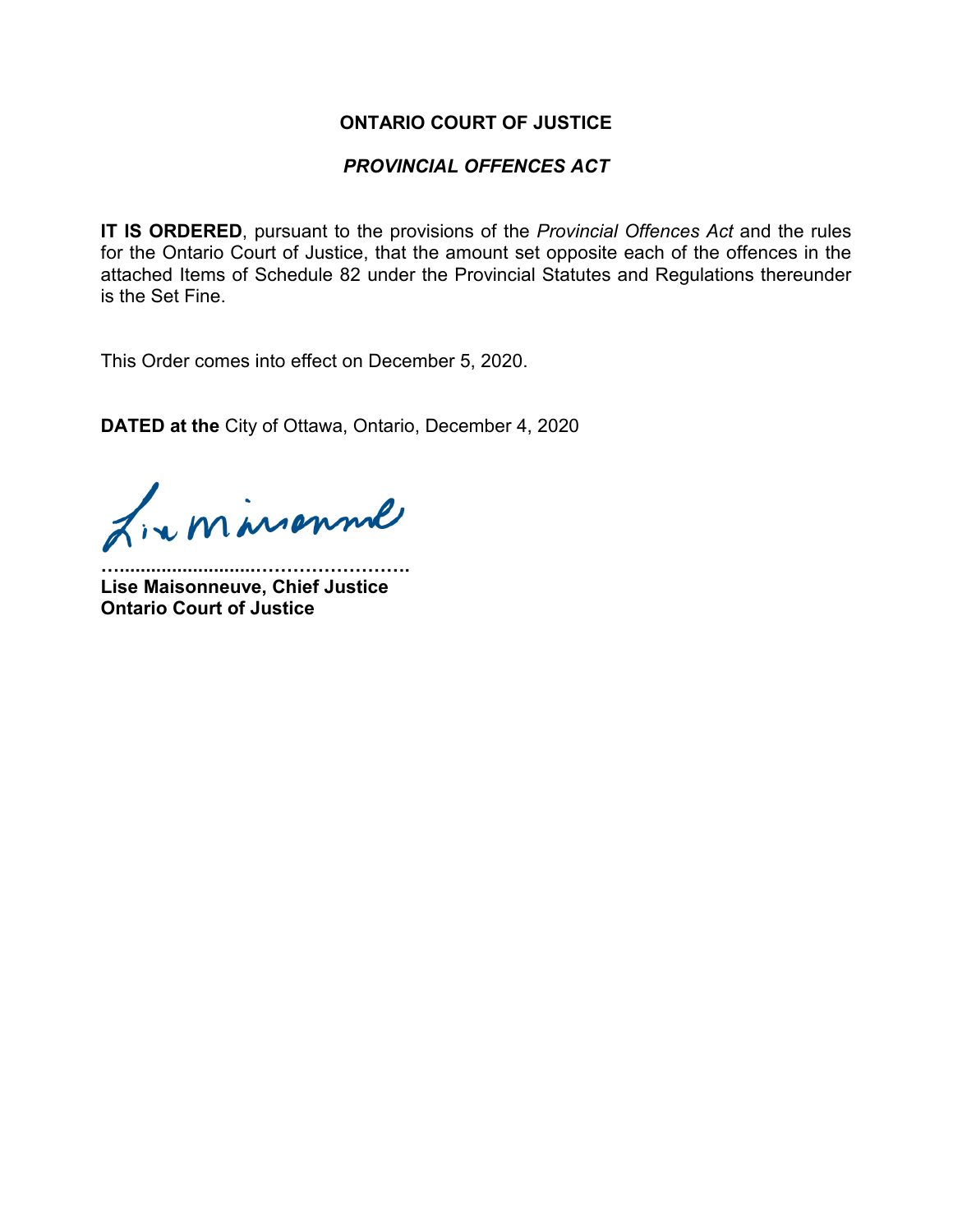**ONTARIO COURT OF JUSTICE**

***PROVINCIAL OFFENCES ACT***

**IT IS ORDERED**, pursuant to the provisions of the *Provincial Offences Act* and the rules for the Ontario Court of Justice, that the amount set opposite each of the offences in the attached Items of Schedule 82 under the Provincial Statutes and Regulations thereunder is the Set Fine.

This Order comes into effect on December 5, 2020.

**DATED at the** City of Ottawa, Ontario, December 4, 2020

……………………………………………….

**Lise Maisonneuve, Chief Justice**
**Ontario Court of Justice**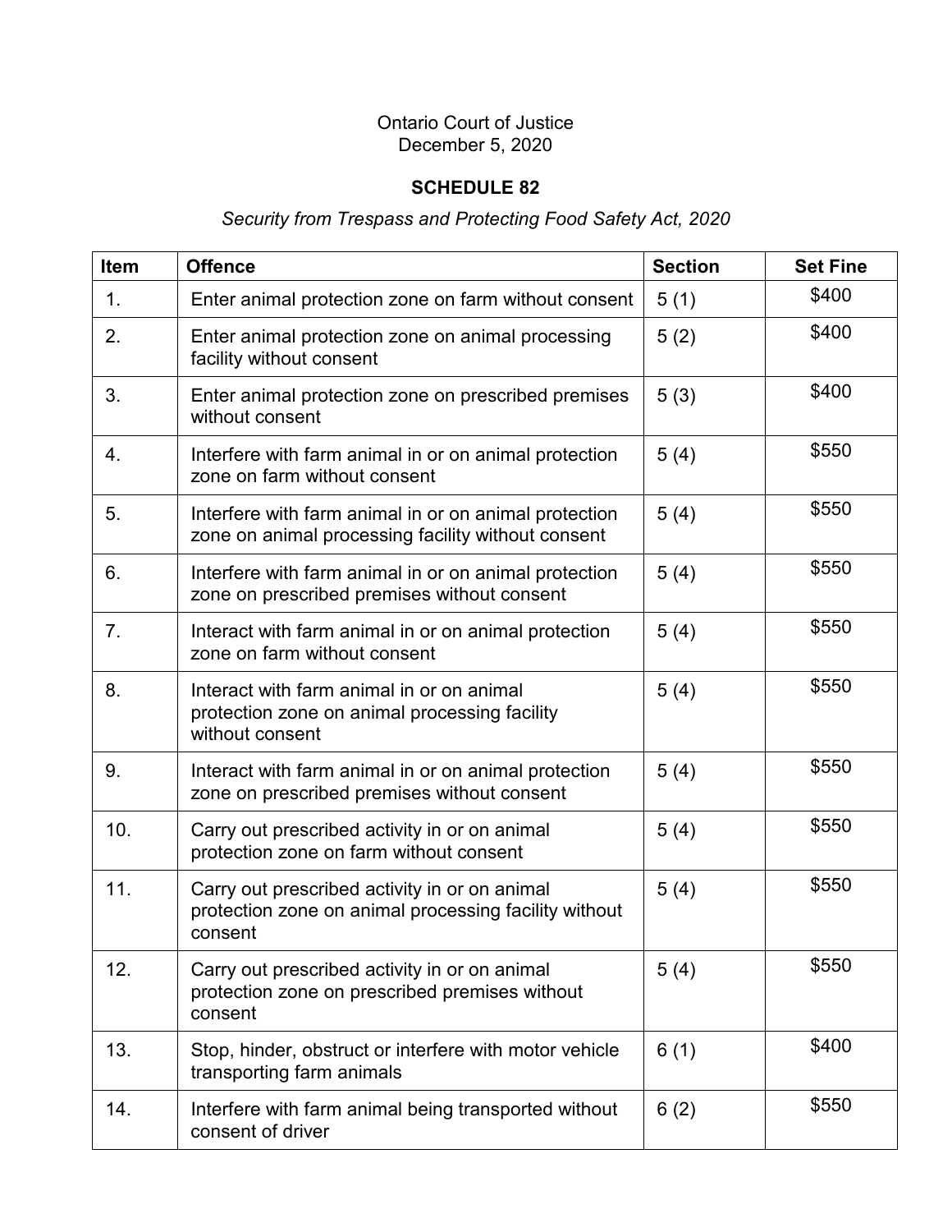Ontario Court of Justice
December 5, 2020

**SCHEDULE 82**

*Security from Trespass and Protecting Food Safety Act, 2020*

| Item | Offence | Section | Set Fine |
|---|---|---|---|
| 1. | Enter animal protection zone on farm without consent | 5 (1) | $400 |
| 2. | Enter animal protection zone on animal processing facility without consent | 5 (2) | $400 |
| 3. | Enter animal protection zone on prescribed premises without consent | 5 (3) | $400 |
| 4. | Interfere with farm animal in or on animal protection zone on farm without consent | 5 (4) | $550 |
| 5. | Interfere with farm animal in or on animal protection zone on animal processing facility without consent | 5 (4) | $550 |
| 6. | Interfere with farm animal in or on animal protection zone on prescribed premises without consent | 5 (4) | $550 |
| 7. | Interact with farm animal in or on animal protection zone on farm without consent | 5 (4) | $550 |
| 8. | Interact with farm animal in or on animal protection zone on animal processing facility without consent | 5 (4) | $550 |
| 9. | Interact with farm animal in or on animal protection zone on prescribed premises without consent | 5 (4) | $550 |
| 10. | Carry out prescribed activity in or on animal protection zone on farm without consent | 5 (4) | $550 |
| 11. | Carry out prescribed activity in or on animal protection zone on animal processing facility without consent | 5 (4) | $550 |
| 12. | Carry out prescribed activity in or on animal protection zone on prescribed premises without consent | 5 (4) | $550 |
| 13. | Stop, hinder, obstruct or interfere with motor vehicle transporting farm animals | 6 (1) | $400 |
| 14. | Interfere with farm animal being transported without consent of driver | 6 (2) | $550 |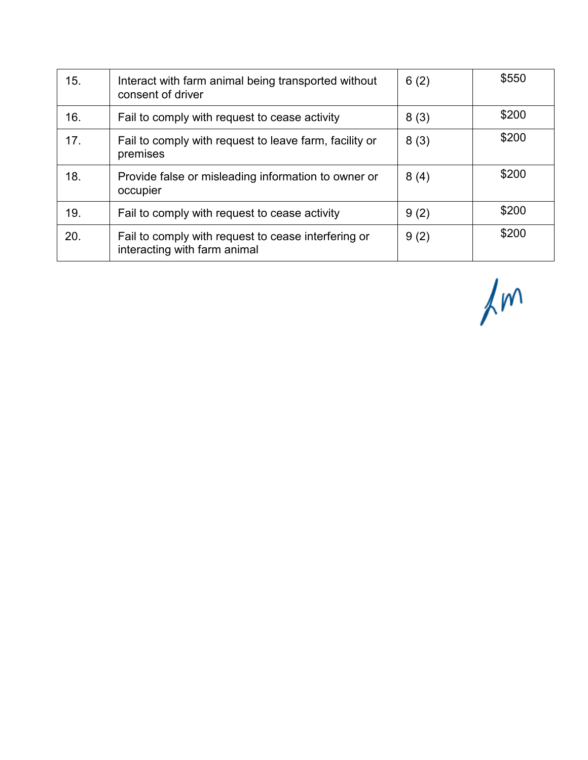| | | | |
|---|---|---|---|
| 15. | Interact with farm animal being transported without consent of driver | 6 (2) | $550 |
| 16. | Fail to comply with request to cease activity | 8 (3) | $200 |
| 17. | Fail to comply with request to leave farm, facility or premises | 8 (3) | $200 |
| 18. | Provide false or misleading information to owner or occupier | 8 (4) | $200 |
| 19. | Fail to comply with request to cease activity | 9 (2) | $200 |
| 20. | Fail to comply with request to cease interfering or interacting with farm animal | 9 (2) | $200 |